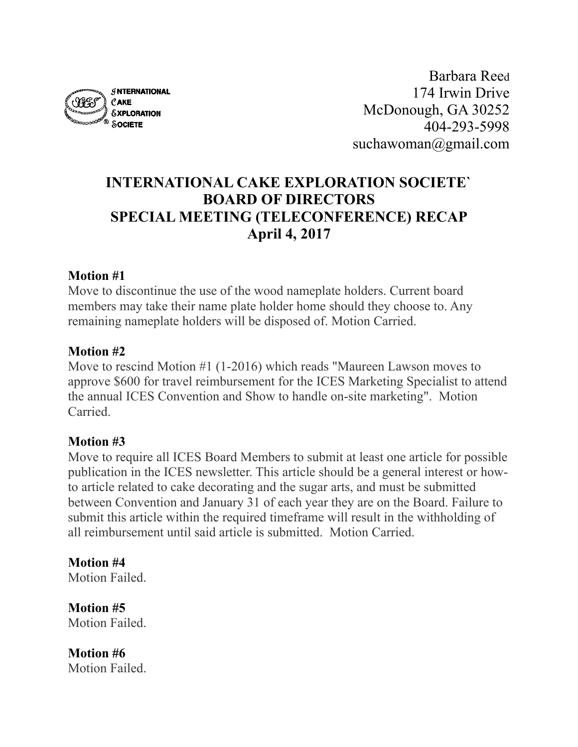INTERNATIONAL CAKE EXPLORATION SOCIETE

Barbara Reed
174 Irwin Drive
McDonough, GA 30252
404-293-5998
suchawoman@gmail.com

# INTERNATIONAL CAKE EXPLORATION SOCIETE`
# BOARD OF DIRECTORS
# SPECIAL MEETING (TELECONFERENCE) RECAP
# April 4, 2017

**Motion #1**
Move to discontinue the use of the wood nameplate holders. Current board members may take their name plate holder home should they choose to. Any remaining nameplate holders will be disposed of. Motion Carried.

**Motion #2**
Move to rescind Motion #1 (1-2016) which reads "Maureen Lawson moves to approve $600 for travel reimbursement for the ICES Marketing Specialist to attend the annual ICES Convention and Show to handle on-site marketing". Motion Carried.

**Motion #3**
Move to require all ICES Board Members to submit at least one article for possible publication in the ICES newsletter. This article should be a general interest or how-to article related to cake decorating and the sugar arts, and must be submitted between Convention and January 31 of each year they are on the Board. Failure to submit this article within the required timeframe will result in the withholding of all reimbursement until said article is submitted. Motion Carried.

**Motion #4**
Motion Failed.

**Motion #5**
Motion Failed.

**Motion #6**
Motion Failed.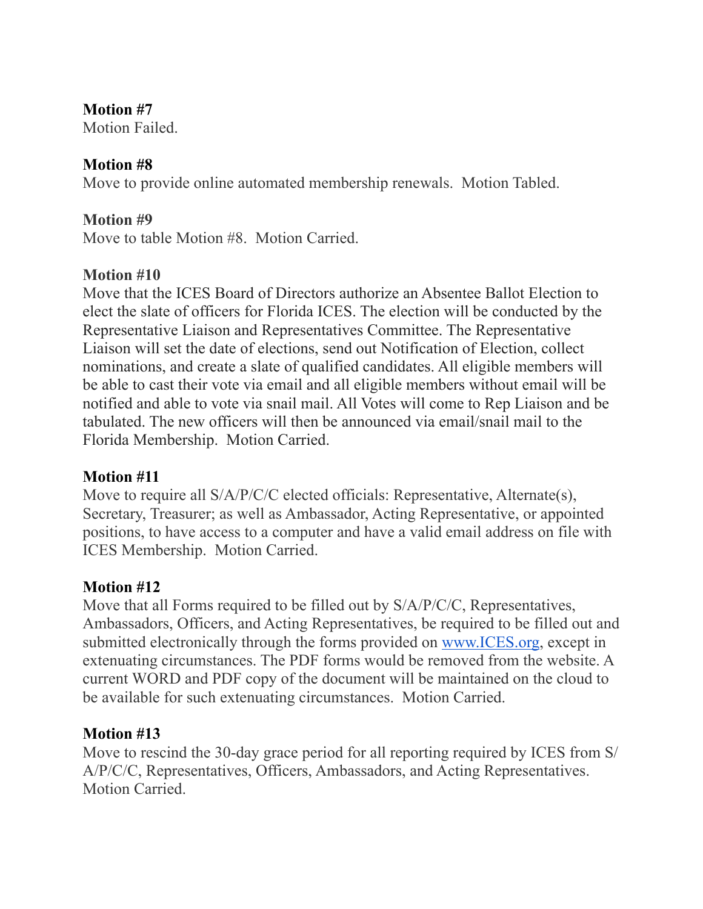**Motion #7**
Motion Failed.

**Motion #8**
Move to provide online automated membership renewals.  Motion Tabled.

**Motion #9**
Move to table Motion #8.  Motion Carried.

**Motion #10**
Move that the ICES Board of Directors authorize an Absentee Ballot Election to elect the slate of officers for Florida ICES. The election will be conducted by the Representative Liaison and Representatives Committee. The Representative Liaison will set the date of elections, send out Notification of Election, collect nominations, and create a slate of qualified candidates. All eligible members will be able to cast their vote via email and all eligible members without email will be notified and able to vote via snail mail. All Votes will come to Rep Liaison and be tabulated. The new officers will then be announced via email/snail mail to the Florida Membership.  Motion Carried.

**Motion #11**
Move to require all S/A/P/C/C elected officials: Representative, Alternate(s), Secretary, Treasurer; as well as Ambassador, Acting Representative, or appointed positions, to have access to a computer and have a valid email address on file with ICES Membership.  Motion Carried.

**Motion #12**
Move that all Forms required to be filled out by S/A/P/C/C, Representatives, Ambassadors, Officers, and Acting Representatives, be required to be filled out and submitted electronically through the forms provided on [www.ICES.org](http://www.ICES.org), except in extenuating circumstances. The PDF forms would be removed from the website. A current WORD and PDF copy of the document will be maintained on the cloud to be available for such extenuating circumstances.  Motion Carried.

**Motion #13**
Move to rescind the 30-day grace period for all reporting required by ICES from S/A/P/C/C, Representatives, Officers, Ambassadors, and Acting Representatives. Motion Carried.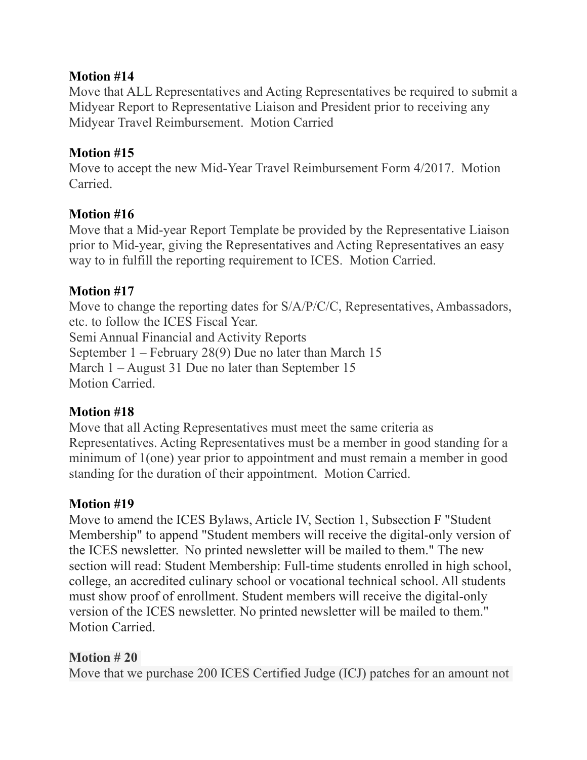**Motion #14**
Move that ALL Representatives and Acting Representatives be required to submit a Midyear Report to Representative Liaison and President prior to receiving any Midyear Travel Reimbursement. Motion Carried

**Motion #15**
Move to accept the new Mid-Year Travel Reimbursement Form 4/2017. Motion Carried.

**Motion #16**
Move that a Mid-year Report Template be provided by the Representative Liaison prior to Mid-year, giving the Representatives and Acting Representatives an easy way to in fulfill the reporting requirement to ICES. Motion Carried.

**Motion #17**
Move to change the reporting dates for S/A/P/C/C, Representatives, Ambassadors, etc. to follow the ICES Fiscal Year.
Semi Annual Financial and Activity Reports
September 1 – February 28(9) Due no later than March 15
March 1 – August 31 Due no later than September 15
Motion Carried.

**Motion #18**
Move that all Acting Representatives must meet the same criteria as Representatives. Acting Representatives must be a member in good standing for a minimum of 1(one) year prior to appointment and must remain a member in good standing for the duration of their appointment. Motion Carried.

**Motion #19**
Move to amend the ICES Bylaws, Article IV, Section 1, Subsection F "Student Membership" to append "Student members will receive the digital-only version of the ICES newsletter. No printed newsletter will be mailed to them." The new section will read: Student Membership: Full-time students enrolled in high school, college, an accredited culinary school or vocational technical school. All students must show proof of enrollment. Student members will receive the digital-only version of the ICES newsletter. No printed newsletter will be mailed to them." Motion Carried.

**Motion # 20**
Move that we purchase 200 ICES Certified Judge (ICJ) patches for an amount not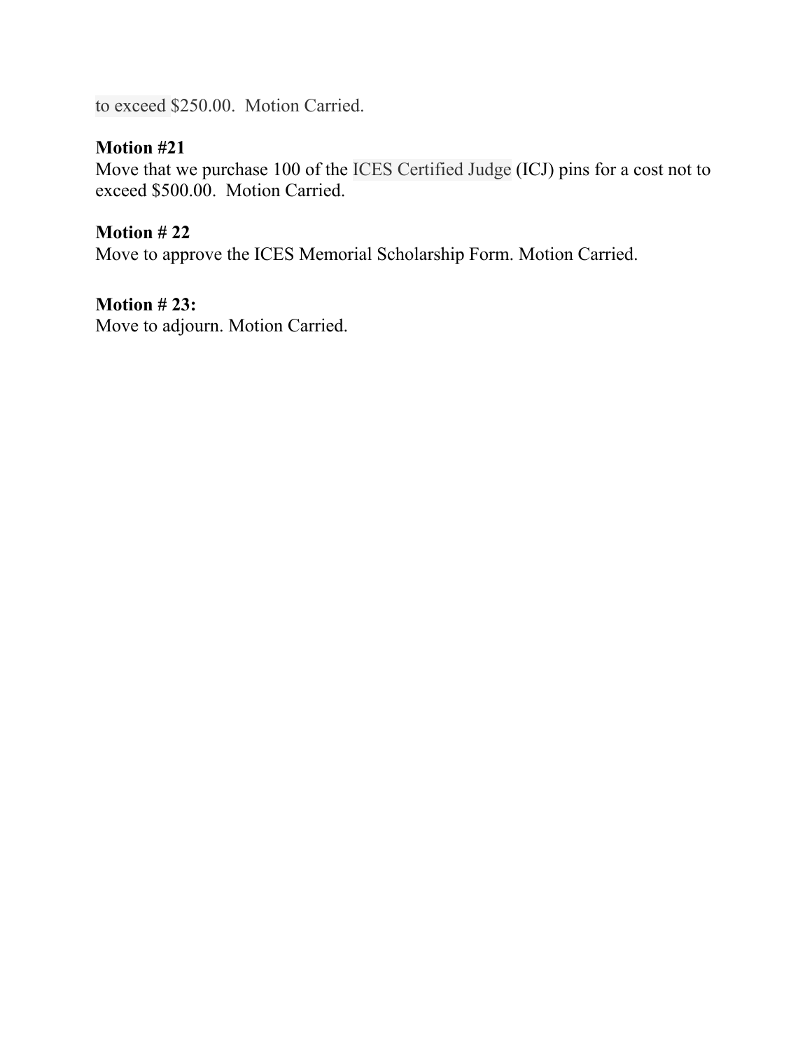to exceed $250.00.  Motion Carried.

**Motion #21**
Move that we purchase 100 of the ICES Certified Judge (ICJ) pins for a cost not to exceed $500.00.  Motion Carried.

**Motion # 22**
Move to approve the ICES Memorial Scholarship Form. Motion Carried.

**Motion # 23:**
Move to adjourn. Motion Carried.